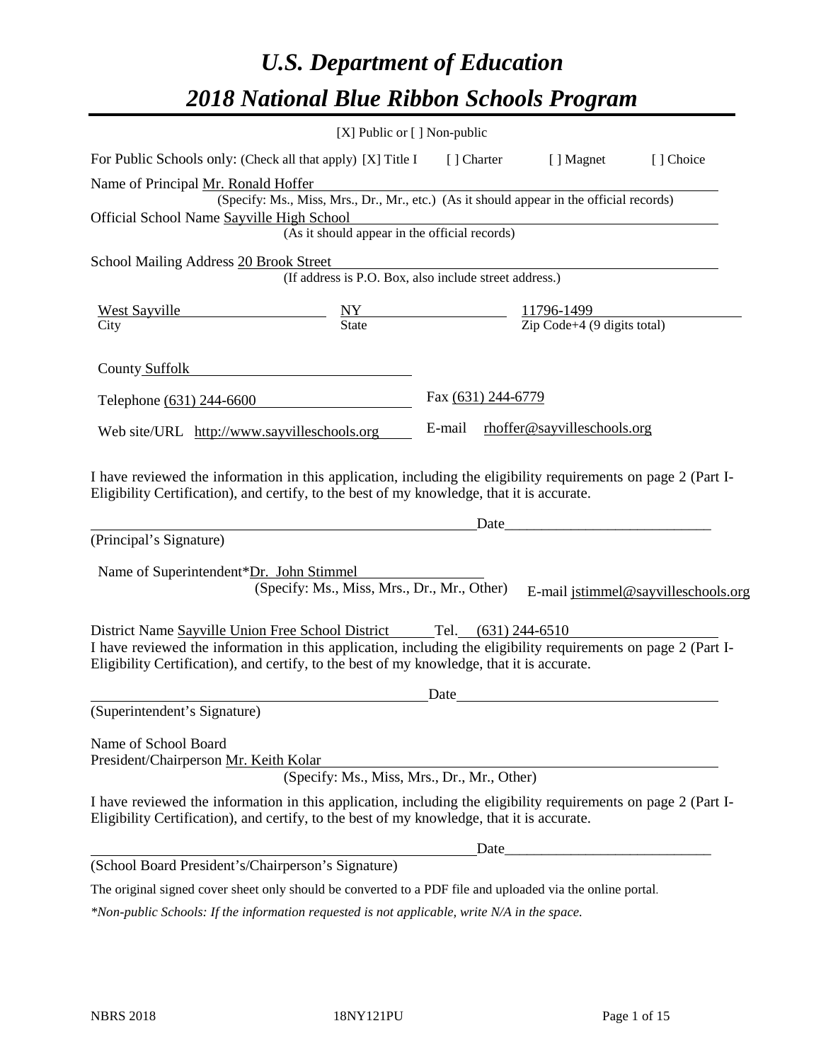# *U.S. Department of Education*

# *2018 National Blue Ribbon Schools Program*

[X] Public or [ ] Non-public

For Public Schools only: (Check all that apply) [X] Title I [ ] Charter [ ] Magnet [ ] Choice

Name of Principal Mr. Ronald Hoffer
(Specify: Ms., Miss, Mrs., Dr., Mr., etc.) (As it should appear in the official records)

Official School Name Sayville High School
(As it should appear in the official records)

School Mailing Address 20 Brook Street
(If address is P.O. Box, also include street address.)

| West Sayville | NY | 11796-1499 |
| --- | --- | --- |
| City | State | Zip Code+4 (9 digits total) |

County Suffolk

Telephone (631) 244-6600 Fax (631) 244-6779

Web site/URL http://www.sayvilleschools.org E-mail rhoffer@sayvilleschools.org

I have reviewed the information in this application, including the eligibility requirements on page 2 (Part I-Eligibility Certification), and certify, to the best of my knowledge, that it is accurate.

_______________________________________________ Date____________________________

(Principal's Signature)

Name of Superintendent*Dr. John Stimmel
(Specify: Ms., Miss, Mrs., Dr., Mr., Other) E-mail jstimmel@sayvilleschools.org

District Name Sayville Union Free School District Tel. (631) 244-6510

I have reviewed the information in this application, including the eligibility requirements on page 2 (Part I-Eligibility Certification), and certify, to the best of my knowledge, that it is accurate.

_______________________________________________ Date____________________________

(Superintendent's Signature)

Name of School Board
President/Chairperson Mr. Keith Kolar
(Specify: Ms., Miss, Mrs., Dr., Mr., Other)

I have reviewed the information in this application, including the eligibility requirements on page 2 (Part I-Eligibility Certification), and certify, to the best of my knowledge, that it is accurate.

_______________________________________________ Date____________________________

(School Board President's/Chairperson's Signature)

The original signed cover sheet only should be converted to a PDF file and uploaded via the online portal.

*\*Non-public Schools: If the information requested is not applicable, write N/A in the space.*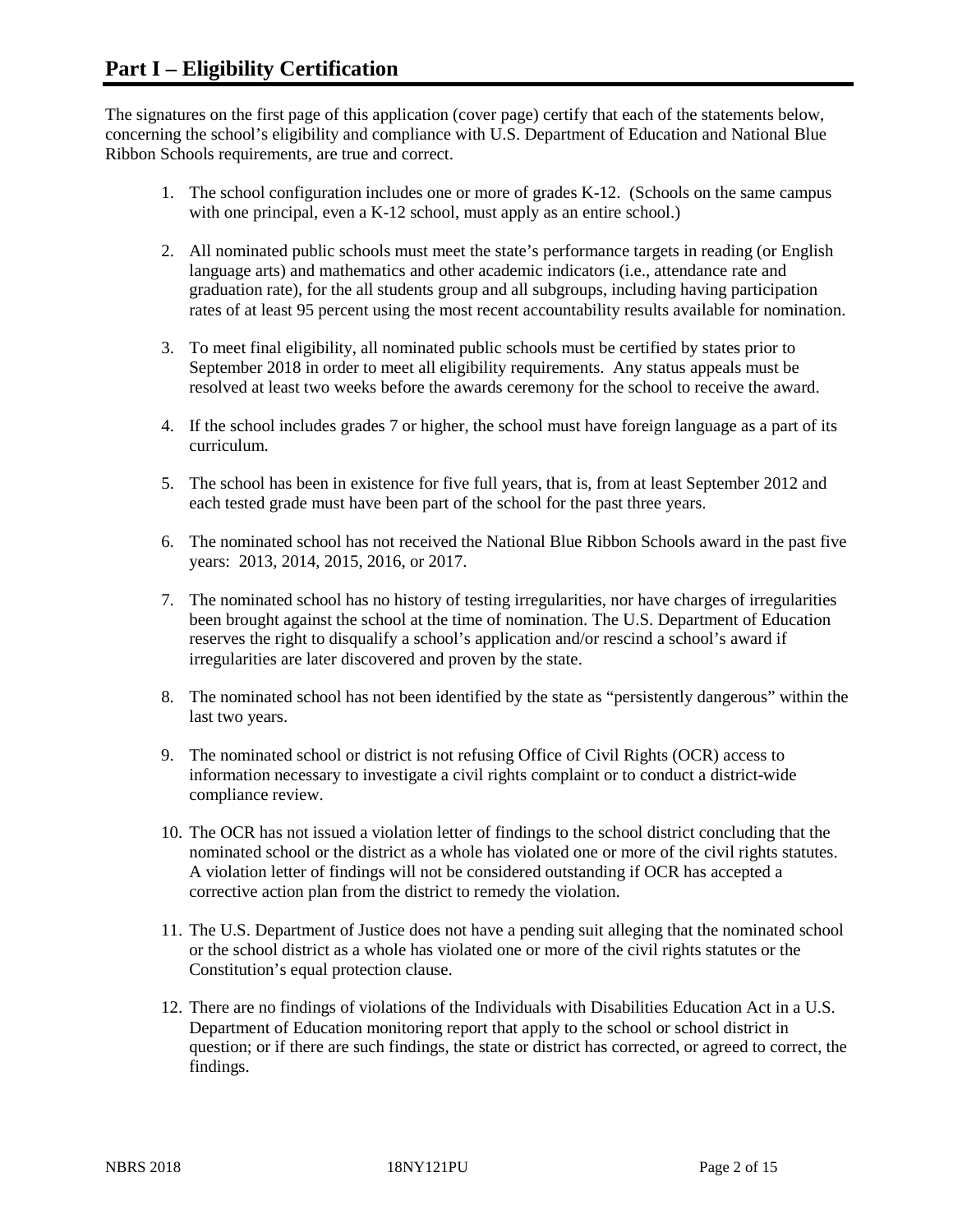# Part I – Eligibility Certification

The signatures on the first page of this application (cover page) certify that each of the statements below, concerning the school's eligibility and compliance with U.S. Department of Education and National Blue Ribbon Schools requirements, are true and correct.

1. The school configuration includes one or more of grades K-12. (Schools on the same campus with one principal, even a K-12 school, must apply as an entire school.)

2. All nominated public schools must meet the state's performance targets in reading (or English language arts) and mathematics and other academic indicators (i.e., attendance rate and graduation rate), for the all students group and all subgroups, including having participation rates of at least 95 percent using the most recent accountability results available for nomination.

3. To meet final eligibility, all nominated public schools must be certified by states prior to September 2018 in order to meet all eligibility requirements. Any status appeals must be resolved at least two weeks before the awards ceremony for the school to receive the award.

4. If the school includes grades 7 or higher, the school must have foreign language as a part of its curriculum.

5. The school has been in existence for five full years, that is, from at least September 2012 and each tested grade must have been part of the school for the past three years.

6. The nominated school has not received the National Blue Ribbon Schools award in the past five years: 2013, 2014, 2015, 2016, or 2017.

7. The nominated school has no history of testing irregularities, nor have charges of irregularities been brought against the school at the time of nomination. The U.S. Department of Education reserves the right to disqualify a school's application and/or rescind a school's award if irregularities are later discovered and proven by the state.

8. The nominated school has not been identified by the state as "persistently dangerous" within the last two years.

9. The nominated school or district is not refusing Office of Civil Rights (OCR) access to information necessary to investigate a civil rights complaint or to conduct a district-wide compliance review.

10. The OCR has not issued a violation letter of findings to the school district concluding that the nominated school or the district as a whole has violated one or more of the civil rights statutes. A violation letter of findings will not be considered outstanding if OCR has accepted a corrective action plan from the district to remedy the violation.

11. The U.S. Department of Justice does not have a pending suit alleging that the nominated school or the school district as a whole has violated one or more of the civil rights statutes or the Constitution's equal protection clause.

12. There are no findings of violations of the Individuals with Disabilities Education Act in a U.S. Department of Education monitoring report that apply to the school or school district in question; or if there are such findings, the state or district has corrected, or agreed to correct, the findings.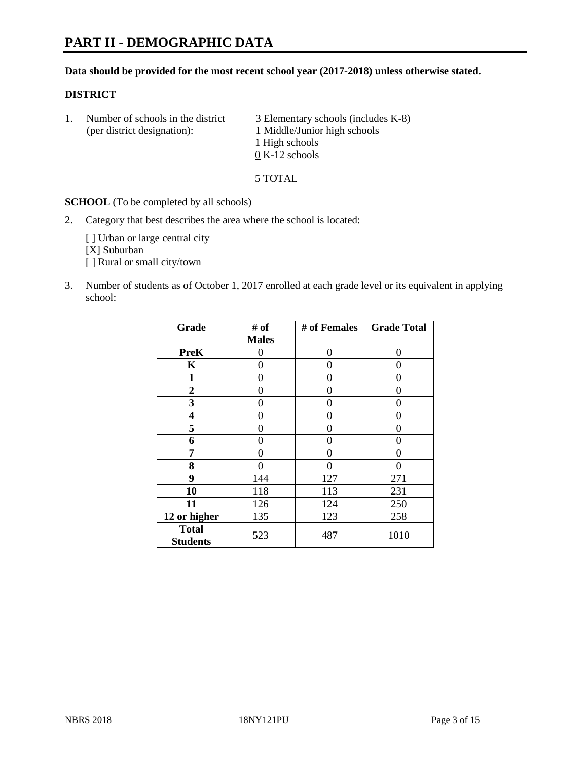# PART II - DEMOGRAPHIC DATA

**Data should be provided for the most recent school year (2017-2018) unless otherwise stated.**

**DISTRICT**

1. Number of schools in the district (per district designation):
   3 Elementary schools (includes K-8)
   1 Middle/Junior high schools
   1 High schools
   0 K-12 schools

   5 TOTAL

**SCHOOL** (To be completed by all schools)

2. Category that best describes the area where the school is located:

   [ ] Urban or large central city
   [X] Suburban
   [ ] Rural or small city/town

3. Number of students as of October 1, 2017 enrolled at each grade level or its equivalent in applying school:

| Grade | # of Males | # of Females | Grade Total |
|---|---|---|---|
| PreK | 0 | 0 | 0 |
| K | 0 | 0 | 0 |
| 1 | 0 | 0 | 0 |
| 2 | 0 | 0 | 0 |
| 3 | 0 | 0 | 0 |
| 4 | 0 | 0 | 0 |
| 5 | 0 | 0 | 0 |
| 6 | 0 | 0 | 0 |
| 7 | 0 | 0 | 0 |
| 8 | 0 | 0 | 0 |
| 9 | 144 | 127 | 271 |
| 10 | 118 | 113 | 231 |
| 11 | 126 | 124 | 250 |
| 12 or higher | 135 | 123 | 258 |
| Total Students | 523 | 487 | 1010 |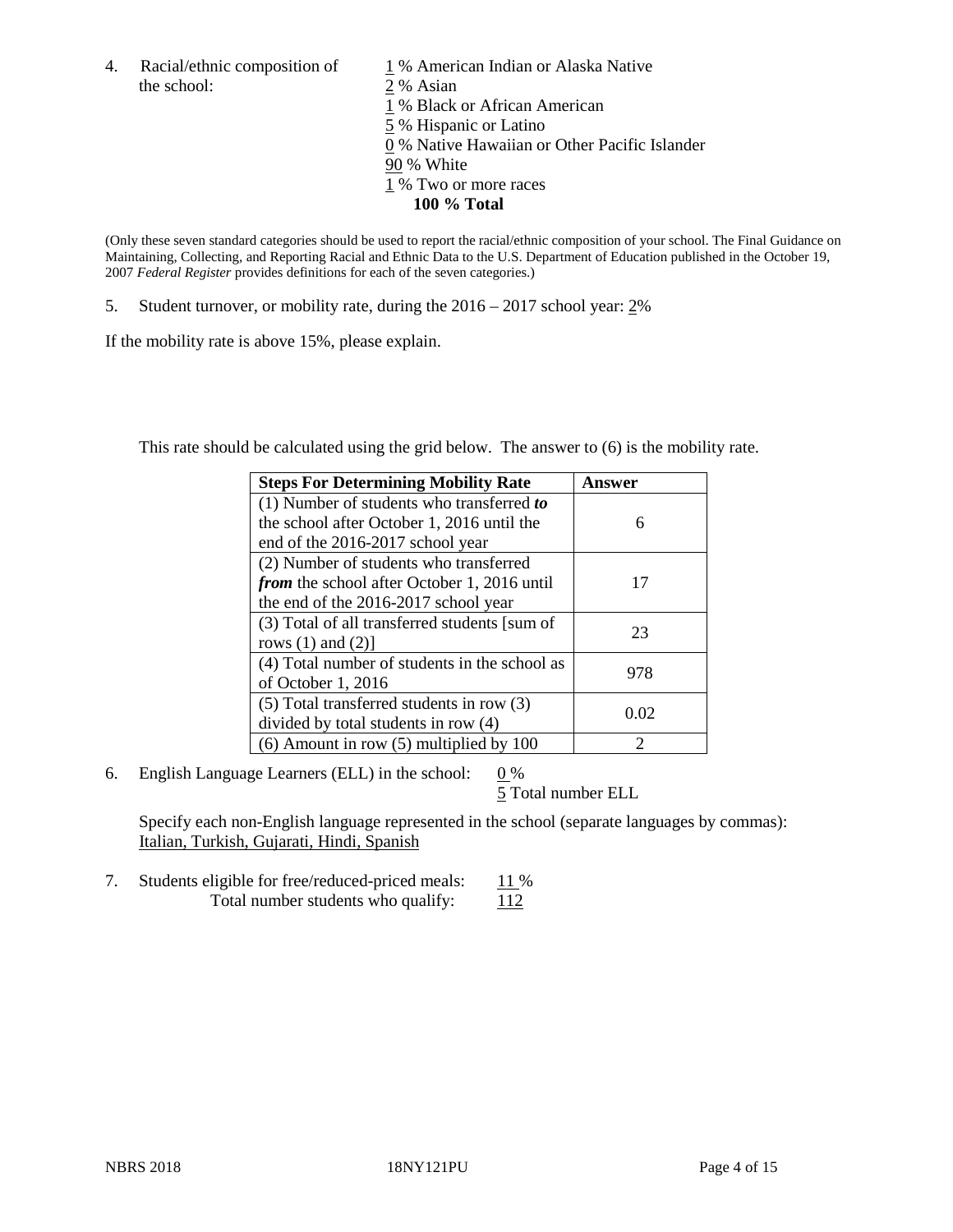4. Racial/ethnic composition of the school:

1 % American Indian or Alaska Native
2 % Asian
1 % Black or African American
5 % Hispanic or Latino
0 % Native Hawaiian or Other Pacific Islander
90 % White
1 % Two or more races
**100 % Total**

(Only these seven standard categories should be used to report the racial/ethnic composition of your school. The Final Guidance on Maintaining, Collecting, and Reporting Racial and Ethnic Data to the U.S. Department of Education published in the October 19, 2007 *Federal Register* provides definitions for each of the seven categories.)

5. Student turnover, or mobility rate, during the 2016 – 2017 school year: 2%

If the mobility rate is above 15%, please explain.

This rate should be calculated using the grid below. The answer to (6) is the mobility rate.

| Steps For Determining Mobility Rate | Answer |
|---|---|
| (1) Number of students who transferred ***to*** the school after October 1, 2016 until the end of the 2016-2017 school year | 6 |
| (2) Number of students who transferred ***from*** the school after October 1, 2016 until the end of the 2016-2017 school year | 17 |
| (3) Total of all transferred students [sum of rows (1) and (2)] | 23 |
| (4) Total number of students in the school as of October 1, 2016 | 978 |
| (5) Total transferred students in row (3) divided by total students in row (4) | 0.02 |
| (6) Amount in row (5) multiplied by 100 | 2 |

6. English Language Learners (ELL) in the school: 0 %
5 Total number ELL

Specify each non-English language represented in the school (separate languages by commas):
Italian, Turkish, Gujarati, Hindi, Spanish

7. Students eligible for free/reduced-priced meals: 11 %
Total number students who qualify: 112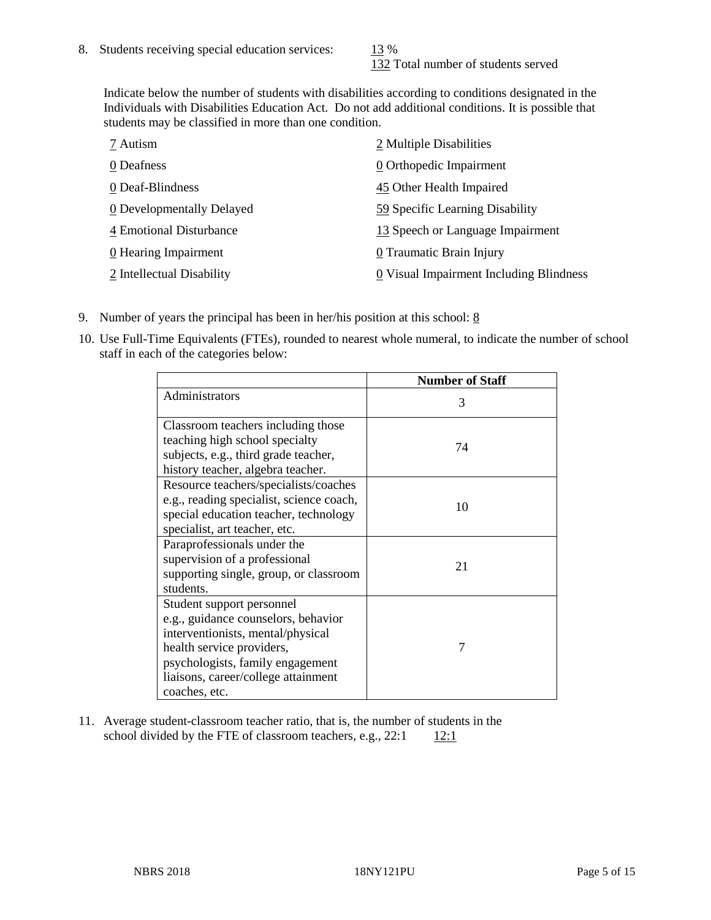8. Students receiving special education services: 13 %
   132 Total number of students served

Indicate below the number of students with disabilities according to conditions designated in the Individuals with Disabilities Education Act. Do not add additional conditions. It is possible that students may be classified in more than one condition.

7 Autism
0 Deafness
0 Deaf-Blindness
0 Developmentally Delayed
4 Emotional Disturbance
0 Hearing Impairment
2 Intellectual Disability
2 Multiple Disabilities
0 Orthopedic Impairment
45 Other Health Impaired
59 Specific Learning Disability
13 Speech or Language Impairment
0 Traumatic Brain Injury
0 Visual Impairment Including Blindness

9. Number of years the principal has been in her/his position at this school: 8

10. Use Full-Time Equivalents (FTEs), rounded to nearest whole numeral, to indicate the number of school staff in each of the categories below:

| | Number of Staff |
|---|---|
| Administrators | 3 |
| Classroom teachers including those teaching high school specialty subjects, e.g., third grade teacher, history teacher, algebra teacher. | 74 |
| Resource teachers/specialists/coaches e.g., reading specialist, science coach, special education teacher, technology specialist, art teacher, etc. | 10 |
| Paraprofessionals under the supervision of a professional supporting single, group, or classroom students. | 21 |
| Student support personnel e.g., guidance counselors, behavior interventionists, mental/physical health service providers, psychologists, family engagement liaisons, career/college attainment coaches, etc. | 7 |

11. Average student-classroom teacher ratio, that is, the number of students in the school divided by the FTE of classroom teachers, e.g., 22:1 12:1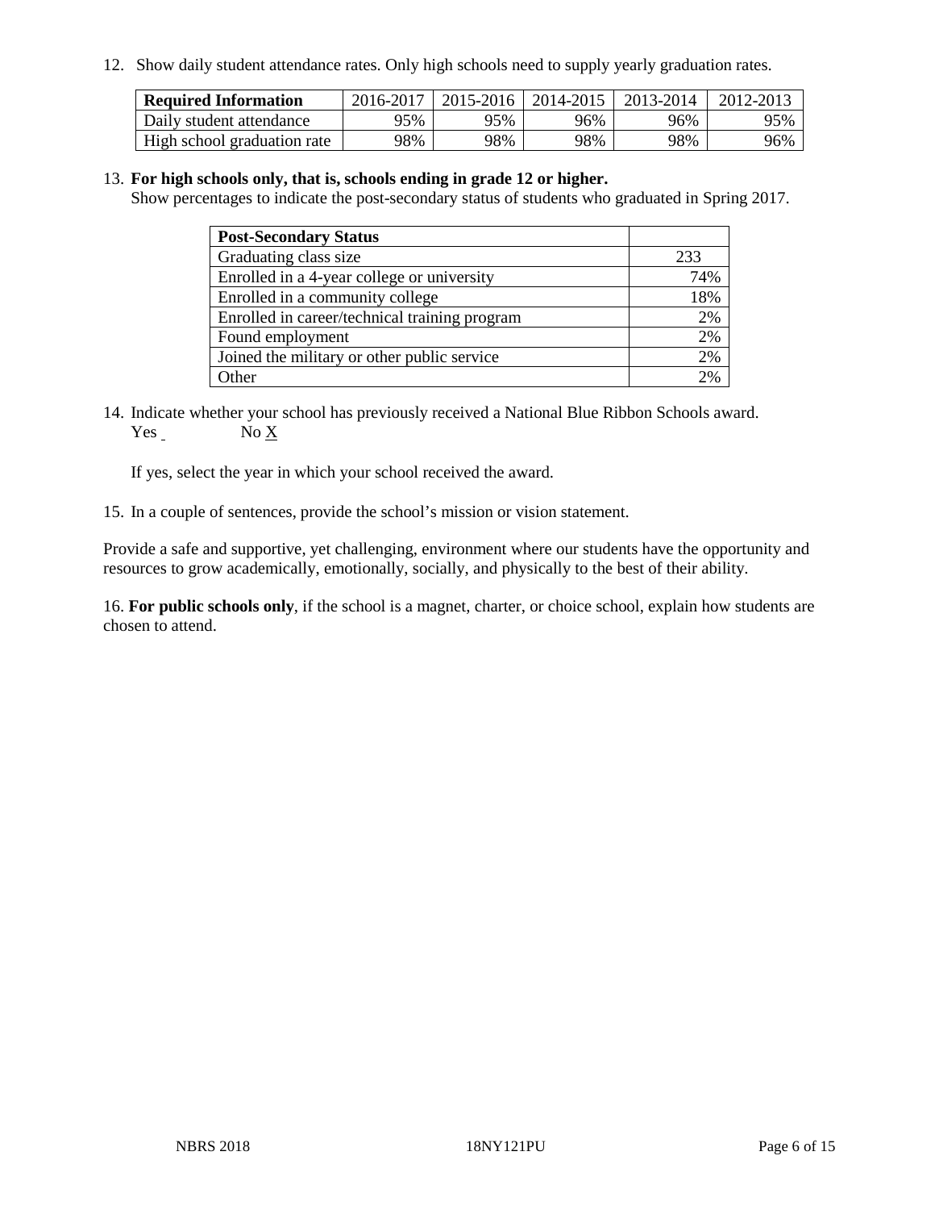12. Show daily student attendance rates. Only high schools need to supply yearly graduation rates.

| Required Information | 2016-2017 | 2015-2016 | 2014-2015 | 2013-2014 | 2012-2013 |
| --- | --- | --- | --- | --- | --- |
| Daily student attendance | 95% | 95% | 96% | 96% | 95% |
| High school graduation rate | 98% | 98% | 98% | 98% | 96% |

13. **For high schools only, that is, schools ending in grade 12 or higher.**
Show percentages to indicate the post-secondary status of students who graduated in Spring 2017.

| Post-Secondary Status | |
| --- | --- |
| Graduating class size | 233 |
| Enrolled in a 4-year college or university | 74% |
| Enrolled in a community college | 18% |
| Enrolled in career/technical training program | 2% |
| Found employment | 2% |
| Joined the military or other public service | 2% |
| Other | 2% |

14. Indicate whether your school has previously received a National Blue Ribbon Schools award.
Yes _ No X

If yes, select the year in which your school received the award.

15. In a couple of sentences, provide the school's mission or vision statement.

Provide a safe and supportive, yet challenging, environment where our students have the opportunity and resources to grow academically, emotionally, socially, and physically to the best of their ability.

16. **For public schools only**, if the school is a magnet, charter, or choice school, explain how students are chosen to attend.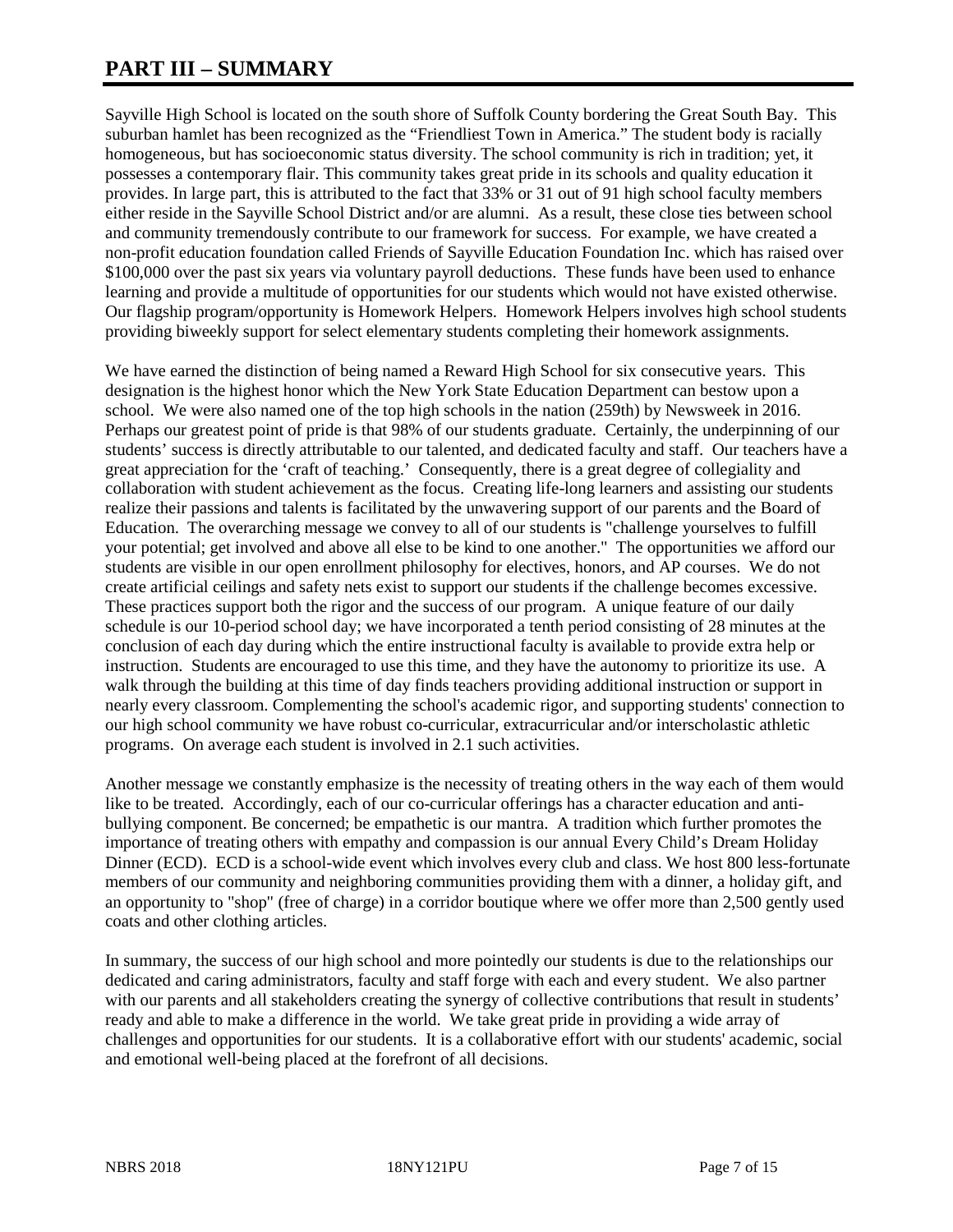# PART III – SUMMARY

Sayville High School is located on the south shore of Suffolk County bordering the Great South Bay. This suburban hamlet has been recognized as the "Friendliest Town in America." The student body is racially homogeneous, but has socioeconomic status diversity. The school community is rich in tradition; yet, it possesses a contemporary flair. This community takes great pride in its schools and quality education it provides. In large part, this is attributed to the fact that 33% or 31 out of 91 high school faculty members either reside in the Sayville School District and/or are alumni. As a result, these close ties between school and community tremendously contribute to our framework for success. For example, we have created a non-profit education foundation called Friends of Sayville Education Foundation Inc. which has raised over $100,000 over the past six years via voluntary payroll deductions. These funds have been used to enhance learning and provide a multitude of opportunities for our students which would not have existed otherwise. Our flagship program/opportunity is Homework Helpers. Homework Helpers involves high school students providing biweekly support for select elementary students completing their homework assignments.

We have earned the distinction of being named a Reward High School for six consecutive years. This designation is the highest honor which the New York State Education Department can bestow upon a school. We were also named one of the top high schools in the nation (259th) by Newsweek in 2016. Perhaps our greatest point of pride is that 98% of our students graduate. Certainly, the underpinning of our students' success is directly attributable to our talented, and dedicated faculty and staff. Our teachers have a great appreciation for the 'craft of teaching.' Consequently, there is a great degree of collegiality and collaboration with student achievement as the focus. Creating life-long learners and assisting our students realize their passions and talents is facilitated by the unwavering support of our parents and the Board of Education. The overarching message we convey to all of our students is "challenge yourselves to fulfill your potential; get involved and above all else to be kind to one another." The opportunities we afford our students are visible in our open enrollment philosophy for electives, honors, and AP courses. We do not create artificial ceilings and safety nets exist to support our students if the challenge becomes excessive. These practices support both the rigor and the success of our program. A unique feature of our daily schedule is our 10-period school day; we have incorporated a tenth period consisting of 28 minutes at the conclusion of each day during which the entire instructional faculty is available to provide extra help or instruction. Students are encouraged to use this time, and they have the autonomy to prioritize its use. A walk through the building at this time of day finds teachers providing additional instruction or support in nearly every classroom. Complementing the school's academic rigor, and supporting students' connection to our high school community we have robust co-curricular, extracurricular and/or interscholastic athletic programs. On average each student is involved in 2.1 such activities.

Another message we constantly emphasize is the necessity of treating others in the way each of them would like to be treated. Accordingly, each of our co-curricular offerings has a character education and anti-bullying component. Be concerned; be empathetic is our mantra. A tradition which further promotes the importance of treating others with empathy and compassion is our annual Every Child's Dream Holiday Dinner (ECD). ECD is a school-wide event which involves every club and class. We host 800 less-fortunate members of our community and neighboring communities providing them with a dinner, a holiday gift, and an opportunity to "shop" (free of charge) in a corridor boutique where we offer more than 2,500 gently used coats and other clothing articles.

In summary, the success of our high school and more pointedly our students is due to the relationships our dedicated and caring administrators, faculty and staff forge with each and every student. We also partner with our parents and all stakeholders creating the synergy of collective contributions that result in students' ready and able to make a difference in the world. We take great pride in providing a wide array of challenges and opportunities for our students. It is a collaborative effort with our students' academic, social and emotional well-being placed at the forefront of all decisions.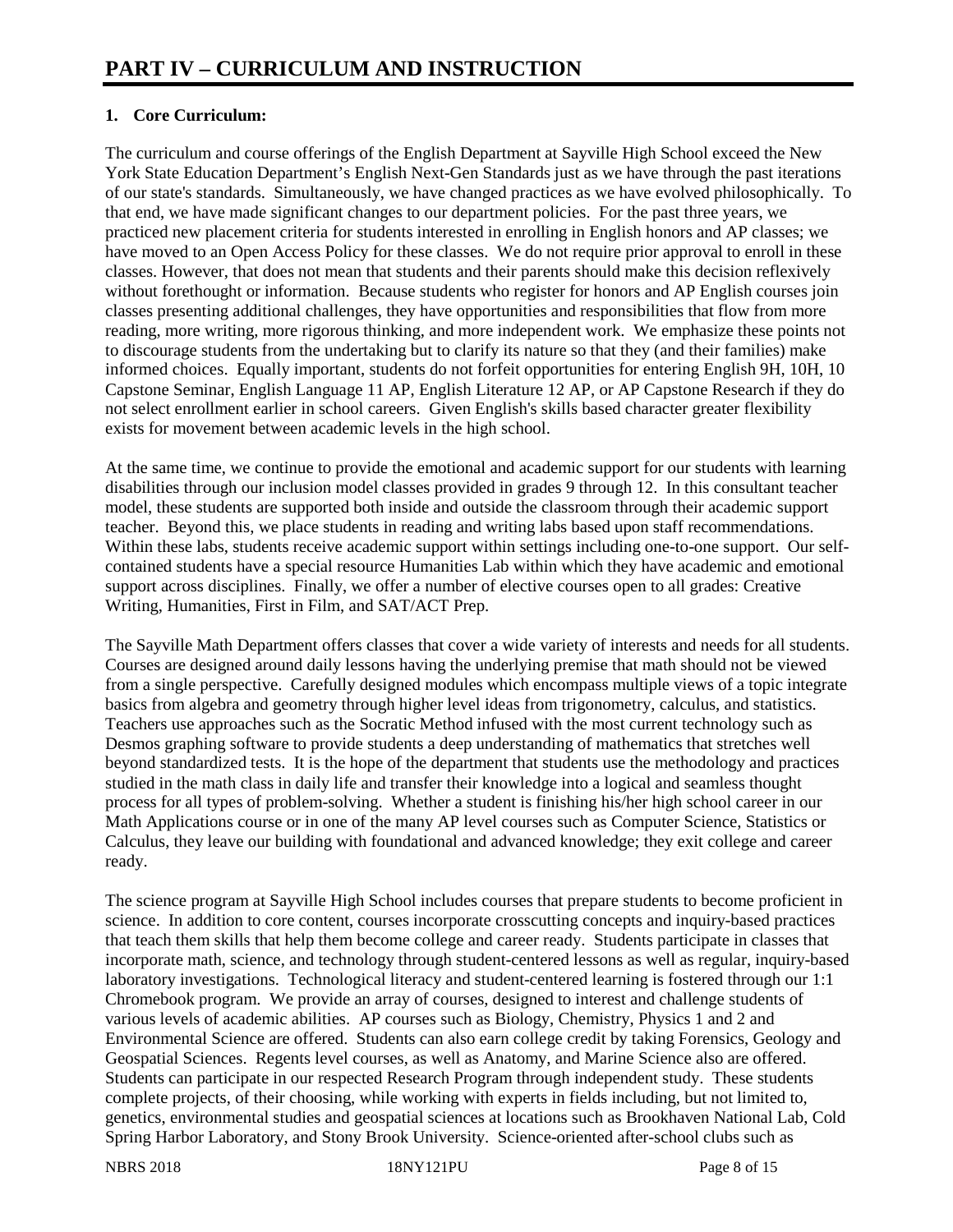# PART IV – CURRICULUM AND INSTRUCTION

**1. Core Curriculum:**

The curriculum and course offerings of the English Department at Sayville High School exceed the New York State Education Department's English Next-Gen Standards just as we have through the past iterations of our state's standards. Simultaneously, we have changed practices as we have evolved philosophically. To that end, we have made significant changes to our department policies. For the past three years, we practiced new placement criteria for students interested in enrolling in English honors and AP classes; we have moved to an Open Access Policy for these classes. We do not require prior approval to enroll in these classes. However, that does not mean that students and their parents should make this decision reflexively without forethought or information. Because students who register for honors and AP English courses join classes presenting additional challenges, they have opportunities and responsibilities that flow from more reading, more writing, more rigorous thinking, and more independent work. We emphasize these points not to discourage students from the undertaking but to clarify its nature so that they (and their families) make informed choices. Equally important, students do not forfeit opportunities for entering English 9H, 10H, 10 Capstone Seminar, English Language 11 AP, English Literature 12 AP, or AP Capstone Research if they do not select enrollment earlier in school careers. Given English's skills based character greater flexibility exists for movement between academic levels in the high school.

At the same time, we continue to provide the emotional and academic support for our students with learning disabilities through our inclusion model classes provided in grades 9 through 12. In this consultant teacher model, these students are supported both inside and outside the classroom through their academic support teacher. Beyond this, we place students in reading and writing labs based upon staff recommendations. Within these labs, students receive academic support within settings including one-to-one support. Our self-contained students have a special resource Humanities Lab within which they have academic and emotional support across disciplines. Finally, we offer a number of elective courses open to all grades: Creative Writing, Humanities, First in Film, and SAT/ACT Prep.

The Sayville Math Department offers classes that cover a wide variety of interests and needs for all students. Courses are designed around daily lessons having the underlying premise that math should not be viewed from a single perspective. Carefully designed modules which encompass multiple views of a topic integrate basics from algebra and geometry through higher level ideas from trigonometry, calculus, and statistics. Teachers use approaches such as the Socratic Method infused with the most current technology such as Desmos graphing software to provide students a deep understanding of mathematics that stretches well beyond standardized tests. It is the hope of the department that students use the methodology and practices studied in the math class in daily life and transfer their knowledge into a logical and seamless thought process for all types of problem-solving. Whether a student is finishing his/her high school career in our Math Applications course or in one of the many AP level courses such as Computer Science, Statistics or Calculus, they leave our building with foundational and advanced knowledge; they exit college and career ready.

The science program at Sayville High School includes courses that prepare students to become proficient in science. In addition to core content, courses incorporate crosscutting concepts and inquiry-based practices that teach them skills that help them become college and career ready. Students participate in classes that incorporate math, science, and technology through student-centered lessons as well as regular, inquiry-based laboratory investigations. Technological literacy and student-centered learning is fostered through our 1:1 Chromebook program. We provide an array of courses, designed to interest and challenge students of various levels of academic abilities. AP courses such as Biology, Chemistry, Physics 1 and 2 and Environmental Science are offered. Students can also earn college credit by taking Forensics, Geology and Geospatial Sciences. Regents level courses, as well as Anatomy, and Marine Science also are offered. Students can participate in our respected Research Program through independent study. These students complete projects, of their choosing, while working with experts in fields including, but not limited to, genetics, environmental studies and geospatial sciences at locations such as Brookhaven National Lab, Cold Spring Harbor Laboratory, and Stony Brook University. Science-oriented after-school clubs such as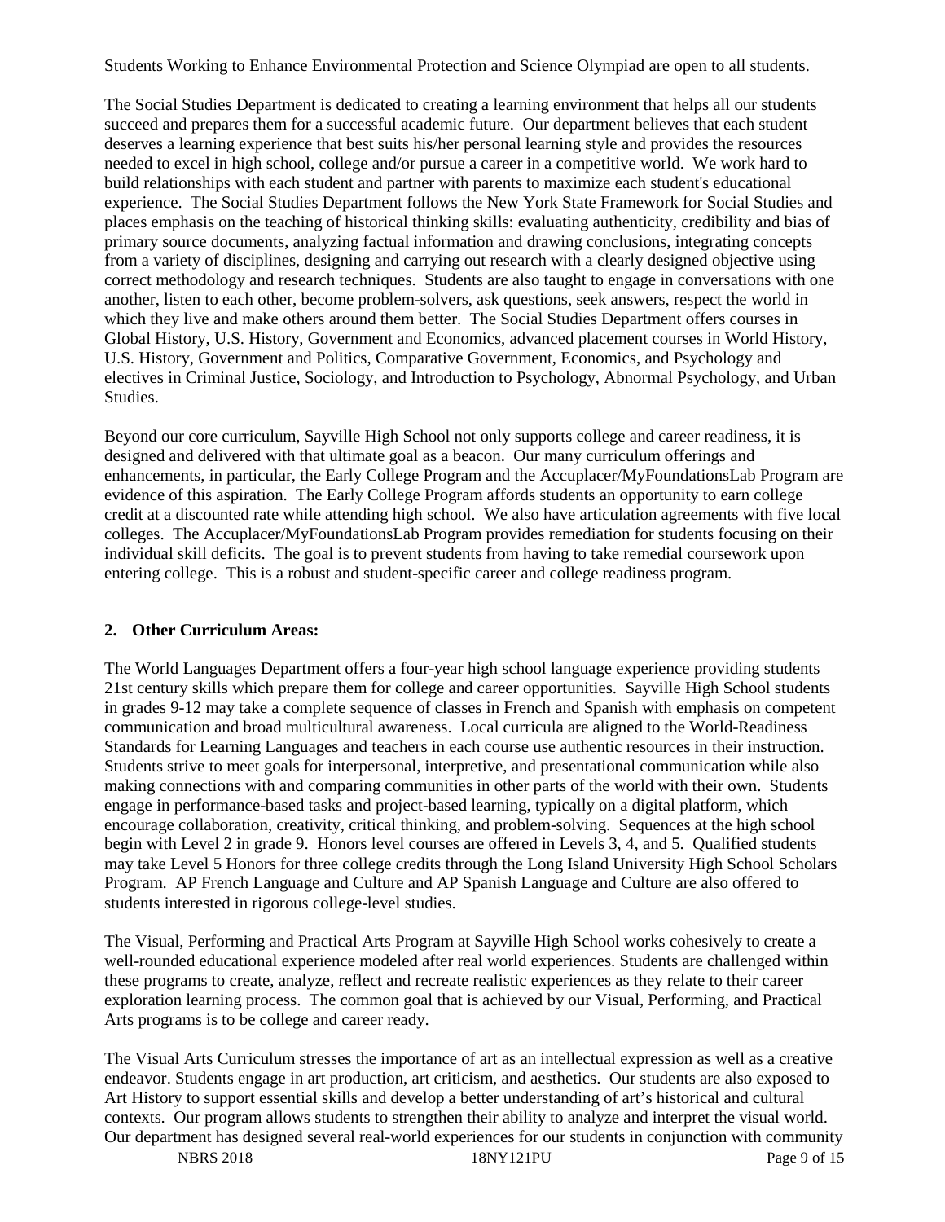Students Working to Enhance Environmental Protection and Science Olympiad are open to all students.

The Social Studies Department is dedicated to creating a learning environment that helps all our students succeed and prepares them for a successful academic future. Our department believes that each student deserves a learning experience that best suits his/her personal learning style and provides the resources needed to excel in high school, college and/or pursue a career in a competitive world. We work hard to build relationships with each student and partner with parents to maximize each student's educational experience. The Social Studies Department follows the New York State Framework for Social Studies and places emphasis on the teaching of historical thinking skills: evaluating authenticity, credibility and bias of primary source documents, analyzing factual information and drawing conclusions, integrating concepts from a variety of disciplines, designing and carrying out research with a clearly designed objective using correct methodology and research techniques. Students are also taught to engage in conversations with one another, listen to each other, become problem-solvers, ask questions, seek answers, respect the world in which they live and make others around them better. The Social Studies Department offers courses in Global History, U.S. History, Government and Economics, advanced placement courses in World History, U.S. History, Government and Politics, Comparative Government, Economics, and Psychology and electives in Criminal Justice, Sociology, and Introduction to Psychology, Abnormal Psychology, and Urban Studies.

Beyond our core curriculum, Sayville High School not only supports college and career readiness, it is designed and delivered with that ultimate goal as a beacon. Our many curriculum offerings and enhancements, in particular, the Early College Program and the Accuplacer/MyFoundationsLab Program are evidence of this aspiration. The Early College Program affords students an opportunity to earn college credit at a discounted rate while attending high school. We also have articulation agreements with five local colleges. The Accuplacer/MyFoundationsLab Program provides remediation for students focusing on their individual skill deficits. The goal is to prevent students from having to take remedial coursework upon entering college. This is a robust and student-specific career and college readiness program.

**2. Other Curriculum Areas:**

The World Languages Department offers a four-year high school language experience providing students 21st century skills which prepare them for college and career opportunities. Sayville High School students in grades 9-12 may take a complete sequence of classes in French and Spanish with emphasis on competent communication and broad multicultural awareness. Local curricula are aligned to the World-Readiness Standards for Learning Languages and teachers in each course use authentic resources in their instruction. Students strive to meet goals for interpersonal, interpretive, and presentational communication while also making connections with and comparing communities in other parts of the world with their own. Students engage in performance-based tasks and project-based learning, typically on a digital platform, which encourage collaboration, creativity, critical thinking, and problem-solving. Sequences at the high school begin with Level 2 in grade 9. Honors level courses are offered in Levels 3, 4, and 5. Qualified students may take Level 5 Honors for three college credits through the Long Island University High School Scholars Program. AP French Language and Culture and AP Spanish Language and Culture are also offered to students interested in rigorous college-level studies.

The Visual, Performing and Practical Arts Program at Sayville High School works cohesively to create a well-rounded educational experience modeled after real world experiences. Students are challenged within these programs to create, analyze, reflect and recreate realistic experiences as they relate to their career exploration learning process. The common goal that is achieved by our Visual, Performing, and Practical Arts programs is to be college and career ready.

The Visual Arts Curriculum stresses the importance of art as an intellectual expression as well as a creative endeavor. Students engage in art production, art criticism, and aesthetics. Our students are also exposed to Art History to support essential skills and develop a better understanding of art's historical and cultural contexts. Our program allows students to strengthen their ability to analyze and interpret the visual world. Our department has designed several real-world experiences for our students in conjunction with community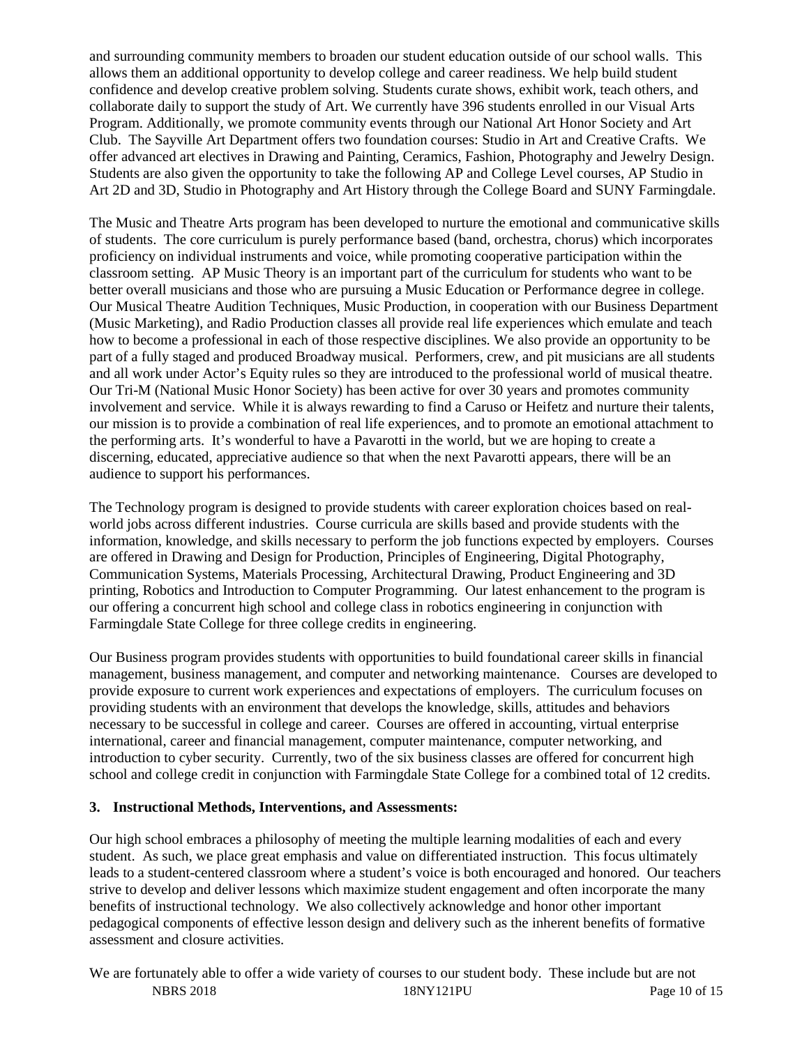and surrounding community members to broaden our student education outside of our school walls. This allows them an additional opportunity to develop college and career readiness. We help build student confidence and develop creative problem solving. Students curate shows, exhibit work, teach others, and collaborate daily to support the study of Art. We currently have 396 students enrolled in our Visual Arts Program. Additionally, we promote community events through our National Art Honor Society and Art Club. The Sayville Art Department offers two foundation courses: Studio in Art and Creative Crafts. We offer advanced art electives in Drawing and Painting, Ceramics, Fashion, Photography and Jewelry Design. Students are also given the opportunity to take the following AP and College Level courses, AP Studio in Art 2D and 3D, Studio in Photography and Art History through the College Board and SUNY Farmingdale.

The Music and Theatre Arts program has been developed to nurture the emotional and communicative skills of students. The core curriculum is purely performance based (band, orchestra, chorus) which incorporates proficiency on individual instruments and voice, while promoting cooperative participation within the classroom setting. AP Music Theory is an important part of the curriculum for students who want to be better overall musicians and those who are pursuing a Music Education or Performance degree in college. Our Musical Theatre Audition Techniques, Music Production, in cooperation with our Business Department (Music Marketing), and Radio Production classes all provide real life experiences which emulate and teach how to become a professional in each of those respective disciplines. We also provide an opportunity to be part of a fully staged and produced Broadway musical. Performers, crew, and pit musicians are all students and all work under Actor's Equity rules so they are introduced to the professional world of musical theatre. Our Tri-M (National Music Honor Society) has been active for over 30 years and promotes community involvement and service. While it is always rewarding to find a Caruso or Heifetz and nurture their talents, our mission is to provide a combination of real life experiences, and to promote an emotional attachment to the performing arts. It's wonderful to have a Pavarotti in the world, but we are hoping to create a discerning, educated, appreciative audience so that when the next Pavarotti appears, there will be an audience to support his performances.

The Technology program is designed to provide students with career exploration choices based on real-world jobs across different industries. Course curricula are skills based and provide students with the information, knowledge, and skills necessary to perform the job functions expected by employers. Courses are offered in Drawing and Design for Production, Principles of Engineering, Digital Photography, Communication Systems, Materials Processing, Architectural Drawing, Product Engineering and 3D printing, Robotics and Introduction to Computer Programming. Our latest enhancement to the program is our offering a concurrent high school and college class in robotics engineering in conjunction with Farmingdale State College for three college credits in engineering.

Our Business program provides students with opportunities to build foundational career skills in financial management, business management, and computer and networking maintenance. Courses are developed to provide exposure to current work experiences and expectations of employers. The curriculum focuses on providing students with an environment that develops the knowledge, skills, attitudes and behaviors necessary to be successful in college and career. Courses are offered in accounting, virtual enterprise international, career and financial management, computer maintenance, computer networking, and introduction to cyber security. Currently, two of the six business classes are offered for concurrent high school and college credit in conjunction with Farmingdale State College for a combined total of 12 credits.

### 3. Instructional Methods, Interventions, and Assessments:

Our high school embraces a philosophy of meeting the multiple learning modalities of each and every student. As such, we place great emphasis and value on differentiated instruction. This focus ultimately leads to a student-centered classroom where a student's voice is both encouraged and honored. Our teachers strive to develop and deliver lessons which maximize student engagement and often incorporate the many benefits of instructional technology. We also collectively acknowledge and honor other important pedagogical components of effective lesson design and delivery such as the inherent benefits of formative assessment and closure activities.

We are fortunately able to offer a wide variety of courses to our student body. These include but are not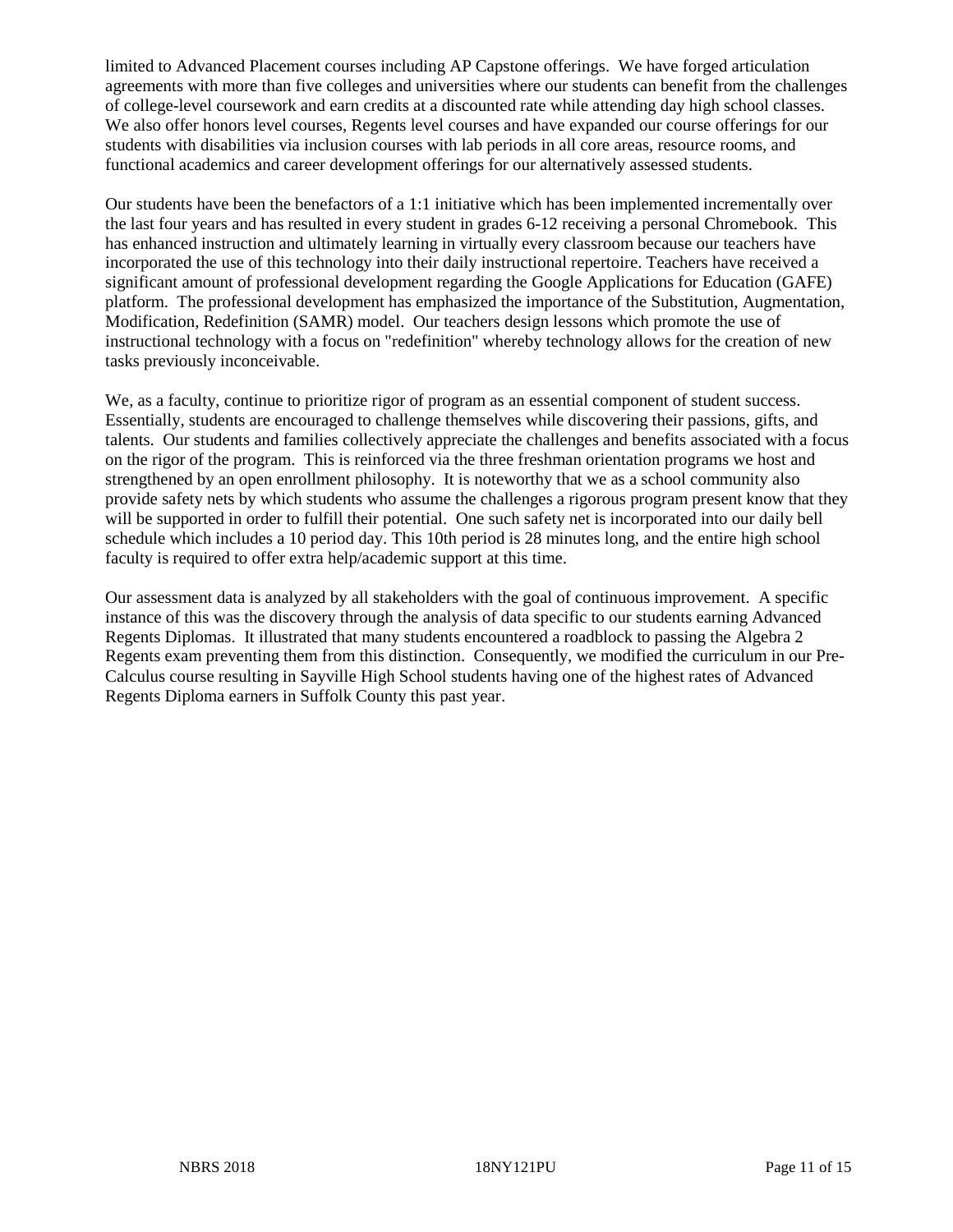limited to Advanced Placement courses including AP Capstone offerings. We have forged articulation agreements with more than five colleges and universities where our students can benefit from the challenges of college-level coursework and earn credits at a discounted rate while attending day high school classes. We also offer honors level courses, Regents level courses and have expanded our course offerings for our students with disabilities via inclusion courses with lab periods in all core areas, resource rooms, and functional academics and career development offerings for our alternatively assessed students.

Our students have been the benefactors of a 1:1 initiative which has been implemented incrementally over the last four years and has resulted in every student in grades 6-12 receiving a personal Chromebook. This has enhanced instruction and ultimately learning in virtually every classroom because our teachers have incorporated the use of this technology into their daily instructional repertoire. Teachers have received a significant amount of professional development regarding the Google Applications for Education (GAFE) platform. The professional development has emphasized the importance of the Substitution, Augmentation, Modification, Redefinition (SAMR) model. Our teachers design lessons which promote the use of instructional technology with a focus on "redefinition" whereby technology allows for the creation of new tasks previously inconceivable.

We, as a faculty, continue to prioritize rigor of program as an essential component of student success. Essentially, students are encouraged to challenge themselves while discovering their passions, gifts, and talents. Our students and families collectively appreciate the challenges and benefits associated with a focus on the rigor of the program. This is reinforced via the three freshman orientation programs we host and strengthened by an open enrollment philosophy. It is noteworthy that we as a school community also provide safety nets by which students who assume the challenges a rigorous program present know that they will be supported in order to fulfill their potential. One such safety net is incorporated into our daily bell schedule which includes a 10 period day. This 10th period is 28 minutes long, and the entire high school faculty is required to offer extra help/academic support at this time.

Our assessment data is analyzed by all stakeholders with the goal of continuous improvement. A specific instance of this was the discovery through the analysis of data specific to our students earning Advanced Regents Diplomas. It illustrated that many students encountered a roadblock to passing the Algebra 2 Regents exam preventing them from this distinction. Consequently, we modified the curriculum in our Pre-Calculus course resulting in Sayville High School students having one of the highest rates of Advanced Regents Diploma earners in Suffolk County this past year.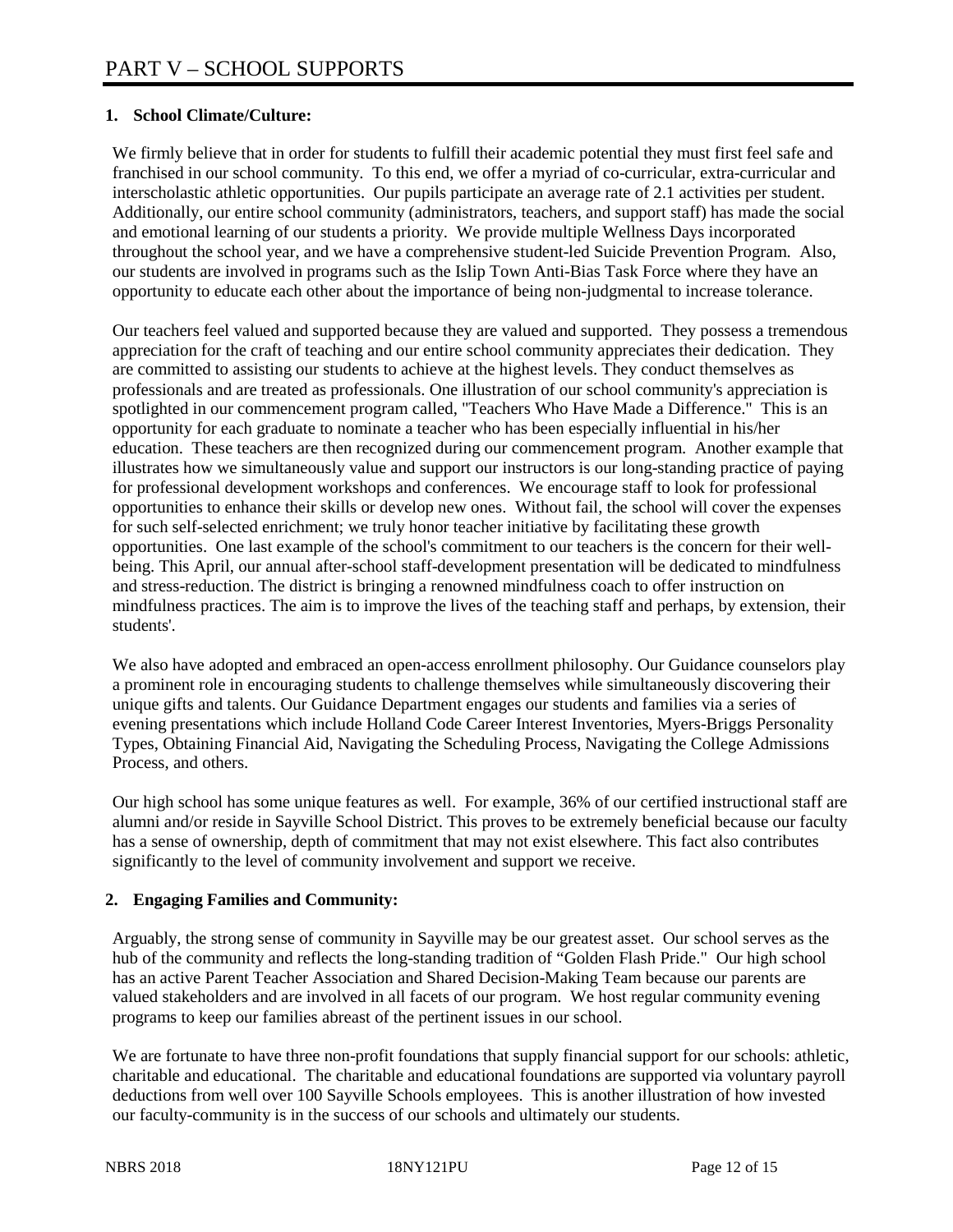# PART V – SCHOOL SUPPORTS

**1. School Climate/Culture:**

We firmly believe that in order for students to fulfill their academic potential they must first feel safe and franchised in our school community. To this end, we offer a myriad of co-curricular, extra-curricular and interscholastic athletic opportunities. Our pupils participate an average rate of 2.1 activities per student. Additionally, our entire school community (administrators, teachers, and support staff) has made the social and emotional learning of our students a priority. We provide multiple Wellness Days incorporated throughout the school year, and we have a comprehensive student-led Suicide Prevention Program. Also, our students are involved in programs such as the Islip Town Anti-Bias Task Force where they have an opportunity to educate each other about the importance of being non-judgmental to increase tolerance.

Our teachers feel valued and supported because they are valued and supported. They possess a tremendous appreciation for the craft of teaching and our entire school community appreciates their dedication. They are committed to assisting our students to achieve at the highest levels. They conduct themselves as professionals and are treated as professionals. One illustration of our school community's appreciation is spotlighted in our commencement program called, "Teachers Who Have Made a Difference." This is an opportunity for each graduate to nominate a teacher who has been especially influential in his/her education. These teachers are then recognized during our commencement program. Another example that illustrates how we simultaneously value and support our instructors is our long-standing practice of paying for professional development workshops and conferences. We encourage staff to look for professional opportunities to enhance their skills or develop new ones. Without fail, the school will cover the expenses for such self-selected enrichment; we truly honor teacher initiative by facilitating these growth opportunities. One last example of the school's commitment to our teachers is the concern for their well-being. This April, our annual after-school staff-development presentation will be dedicated to mindfulness and stress-reduction. The district is bringing a renowned mindfulness coach to offer instruction on mindfulness practices. The aim is to improve the lives of the teaching staff and perhaps, by extension, their students'.

We also have adopted and embraced an open-access enrollment philosophy. Our Guidance counselors play a prominent role in encouraging students to challenge themselves while simultaneously discovering their unique gifts and talents. Our Guidance Department engages our students and families via a series of evening presentations which include Holland Code Career Interest Inventories, Myers-Briggs Personality Types, Obtaining Financial Aid, Navigating the Scheduling Process, Navigating the College Admissions Process, and others.

Our high school has some unique features as well. For example, 36% of our certified instructional staff are alumni and/or reside in Sayville School District. This proves to be extremely beneficial because our faculty has a sense of ownership, depth of commitment that may not exist elsewhere. This fact also contributes significantly to the level of community involvement and support we receive.

**2. Engaging Families and Community:**

Arguably, the strong sense of community in Sayville may be our greatest asset. Our school serves as the hub of the community and reflects the long-standing tradition of "Golden Flash Pride." Our high school has an active Parent Teacher Association and Shared Decision-Making Team because our parents are valued stakeholders and are involved in all facets of our program. We host regular community evening programs to keep our families abreast of the pertinent issues in our school.

We are fortunate to have three non-profit foundations that supply financial support for our schools: athletic, charitable and educational. The charitable and educational foundations are supported via voluntary payroll deductions from well over 100 Sayville Schools employees. This is another illustration of how invested our faculty-community is in the success of our schools and ultimately our students.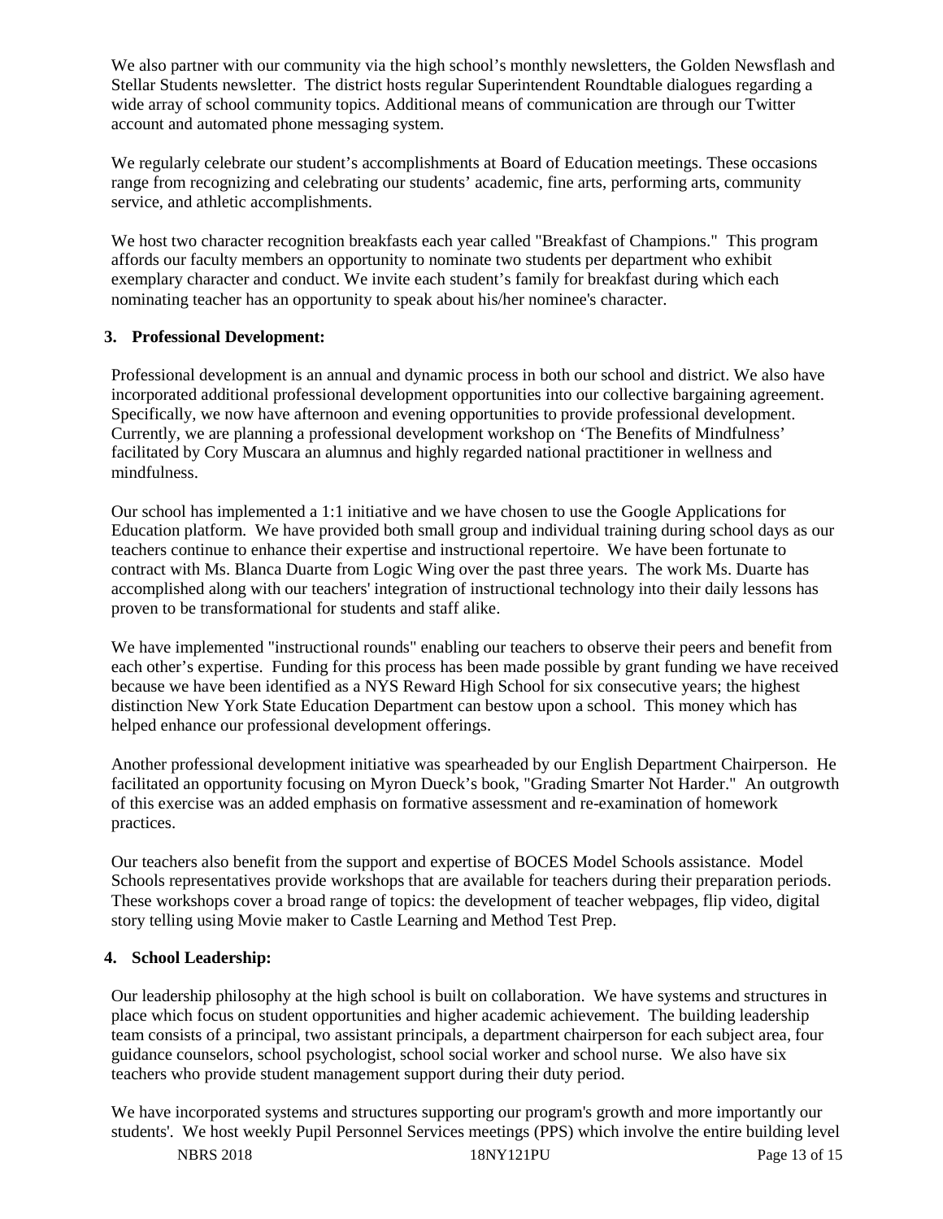We also partner with our community via the high school's monthly newsletters, the Golden Newsflash and Stellar Students newsletter. The district hosts regular Superintendent Roundtable dialogues regarding a wide array of school community topics. Additional means of communication are through our Twitter account and automated phone messaging system.

We regularly celebrate our student's accomplishments at Board of Education meetings. These occasions range from recognizing and celebrating our students' academic, fine arts, performing arts, community service, and athletic accomplishments.

We host two character recognition breakfasts each year called "Breakfast of Champions." This program affords our faculty members an opportunity to nominate two students per department who exhibit exemplary character and conduct. We invite each student's family for breakfast during which each nominating teacher has an opportunity to speak about his/her nominee's character.

## 3. Professional Development:

Professional development is an annual and dynamic process in both our school and district. We also have incorporated additional professional development opportunities into our collective bargaining agreement. Specifically, we now have afternoon and evening opportunities to provide professional development. Currently, we are planning a professional development workshop on 'The Benefits of Mindfulness' facilitated by Cory Muscara an alumnus and highly regarded national practitioner in wellness and mindfulness.

Our school has implemented a 1:1 initiative and we have chosen to use the Google Applications for Education platform. We have provided both small group and individual training during school days as our teachers continue to enhance their expertise and instructional repertoire. We have been fortunate to contract with Ms. Blanca Duarte from Logic Wing over the past three years. The work Ms. Duarte has accomplished along with our teachers' integration of instructional technology into their daily lessons has proven to be transformational for students and staff alike.

We have implemented "instructional rounds" enabling our teachers to observe their peers and benefit from each other's expertise. Funding for this process has been made possible by grant funding we have received because we have been identified as a NYS Reward High School for six consecutive years; the highest distinction New York State Education Department can bestow upon a school. This money which has helped enhance our professional development offerings.

Another professional development initiative was spearheaded by our English Department Chairperson. He facilitated an opportunity focusing on Myron Dueck's book, "Grading Smarter Not Harder." An outgrowth of this exercise was an added emphasis on formative assessment and re-examination of homework practices.

Our teachers also benefit from the support and expertise of BOCES Model Schools assistance. Model Schools representatives provide workshops that are available for teachers during their preparation periods. These workshops cover a broad range of topics: the development of teacher webpages, flip video, digital story telling using Movie maker to Castle Learning and Method Test Prep.

## 4. School Leadership:

Our leadership philosophy at the high school is built on collaboration. We have systems and structures in place which focus on student opportunities and higher academic achievement. The building leadership team consists of a principal, two assistant principals, a department chairperson for each subject area, four guidance counselors, school psychologist, school social worker and school nurse. We also have six teachers who provide student management support during their duty period.

We have incorporated systems and structures supporting our program's growth and more importantly our students'. We host weekly Pupil Personnel Services meetings (PPS) which involve the entire building level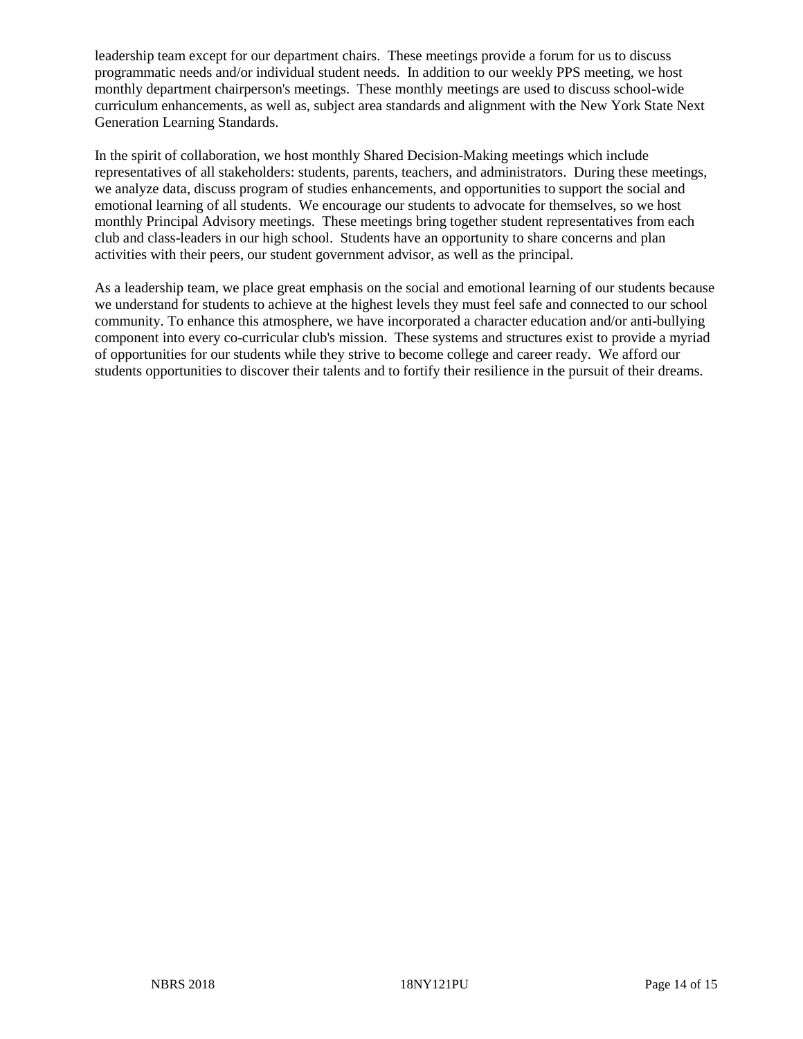leadership team except for our department chairs. These meetings provide a forum for us to discuss programmatic needs and/or individual student needs. In addition to our weekly PPS meeting, we host monthly department chairperson's meetings. These monthly meetings are used to discuss school-wide curriculum enhancements, as well as, subject area standards and alignment with the New York State Next Generation Learning Standards.

In the spirit of collaboration, we host monthly Shared Decision-Making meetings which include representatives of all stakeholders: students, parents, teachers, and administrators. During these meetings, we analyze data, discuss program of studies enhancements, and opportunities to support the social and emotional learning of all students. We encourage our students to advocate for themselves, so we host monthly Principal Advisory meetings. These meetings bring together student representatives from each club and class-leaders in our high school. Students have an opportunity to share concerns and plan activities with their peers, our student government advisor, as well as the principal.

As a leadership team, we place great emphasis on the social and emotional learning of our students because we understand for students to achieve at the highest levels they must feel safe and connected to our school community. To enhance this atmosphere, we have incorporated a character education and/or anti-bullying component into every co-curricular club's mission. These systems and structures exist to provide a myriad of opportunities for our students while they strive to become college and career ready. We afford our students opportunities to discover their talents and to fortify their resilience in the pursuit of their dreams.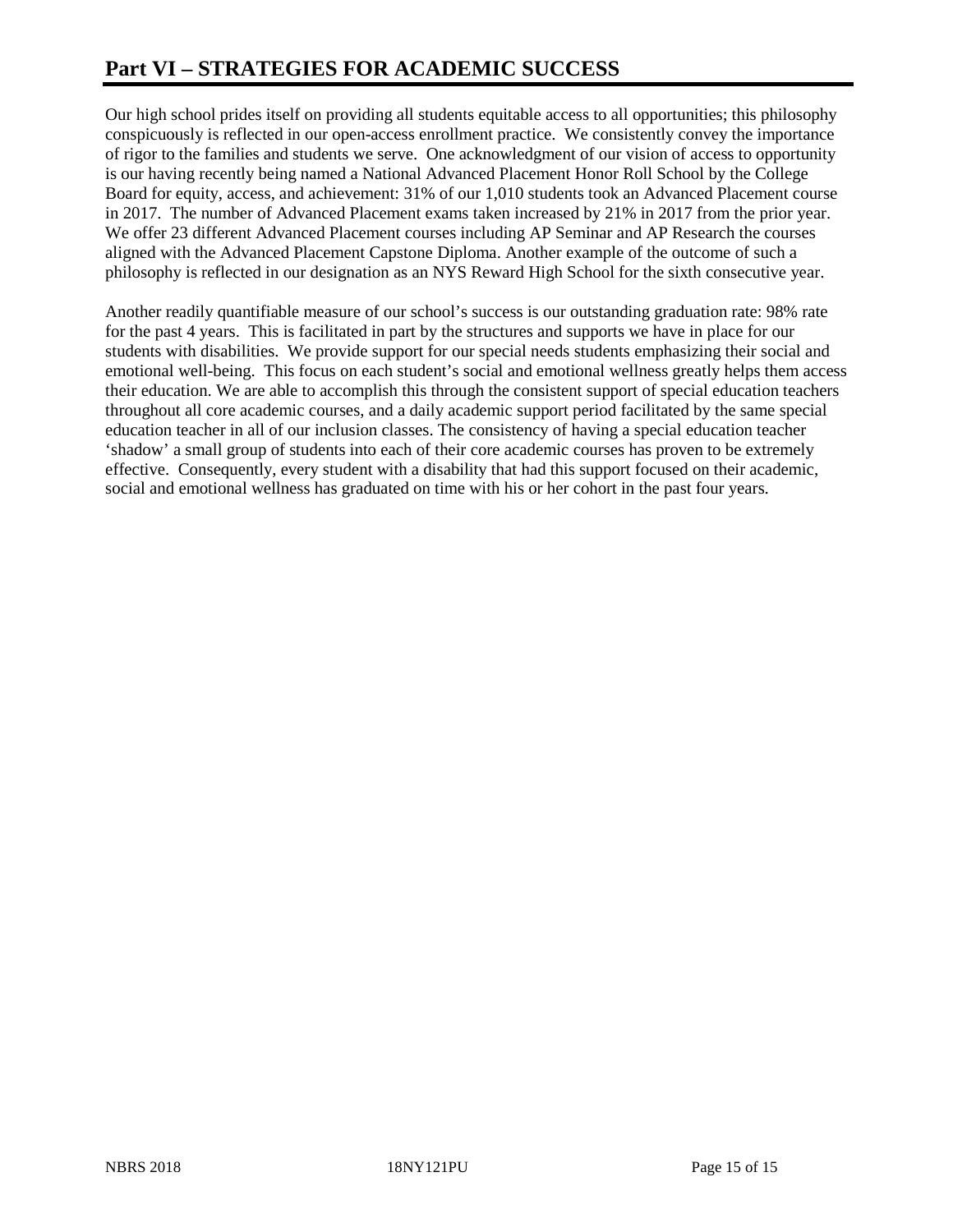# Part VI – STRATEGIES FOR ACADEMIC SUCCESS

Our high school prides itself on providing all students equitable access to all opportunities; this philosophy conspicuously is reflected in our open-access enrollment practice. We consistently convey the importance of rigor to the families and students we serve. One acknowledgment of our vision of access to opportunity is our having recently being named a National Advanced Placement Honor Roll School by the College Board for equity, access, and achievement: 31% of our 1,010 students took an Advanced Placement course in 2017. The number of Advanced Placement exams taken increased by 21% in 2017 from the prior year. We offer 23 different Advanced Placement courses including AP Seminar and AP Research the courses aligned with the Advanced Placement Capstone Diploma. Another example of the outcome of such a philosophy is reflected in our designation as an NYS Reward High School for the sixth consecutive year.

Another readily quantifiable measure of our school's success is our outstanding graduation rate: 98% rate for the past 4 years. This is facilitated in part by the structures and supports we have in place for our students with disabilities. We provide support for our special needs students emphasizing their social and emotional well-being. This focus on each student's social and emotional wellness greatly helps them access their education. We are able to accomplish this through the consistent support of special education teachers throughout all core academic courses, and a daily academic support period facilitated by the same special education teacher in all of our inclusion classes. The consistency of having a special education teacher 'shadow' a small group of students into each of their core academic courses has proven to be extremely effective. Consequently, every student with a disability that had this support focused on their academic, social and emotional wellness has graduated on time with his or her cohort in the past four years.